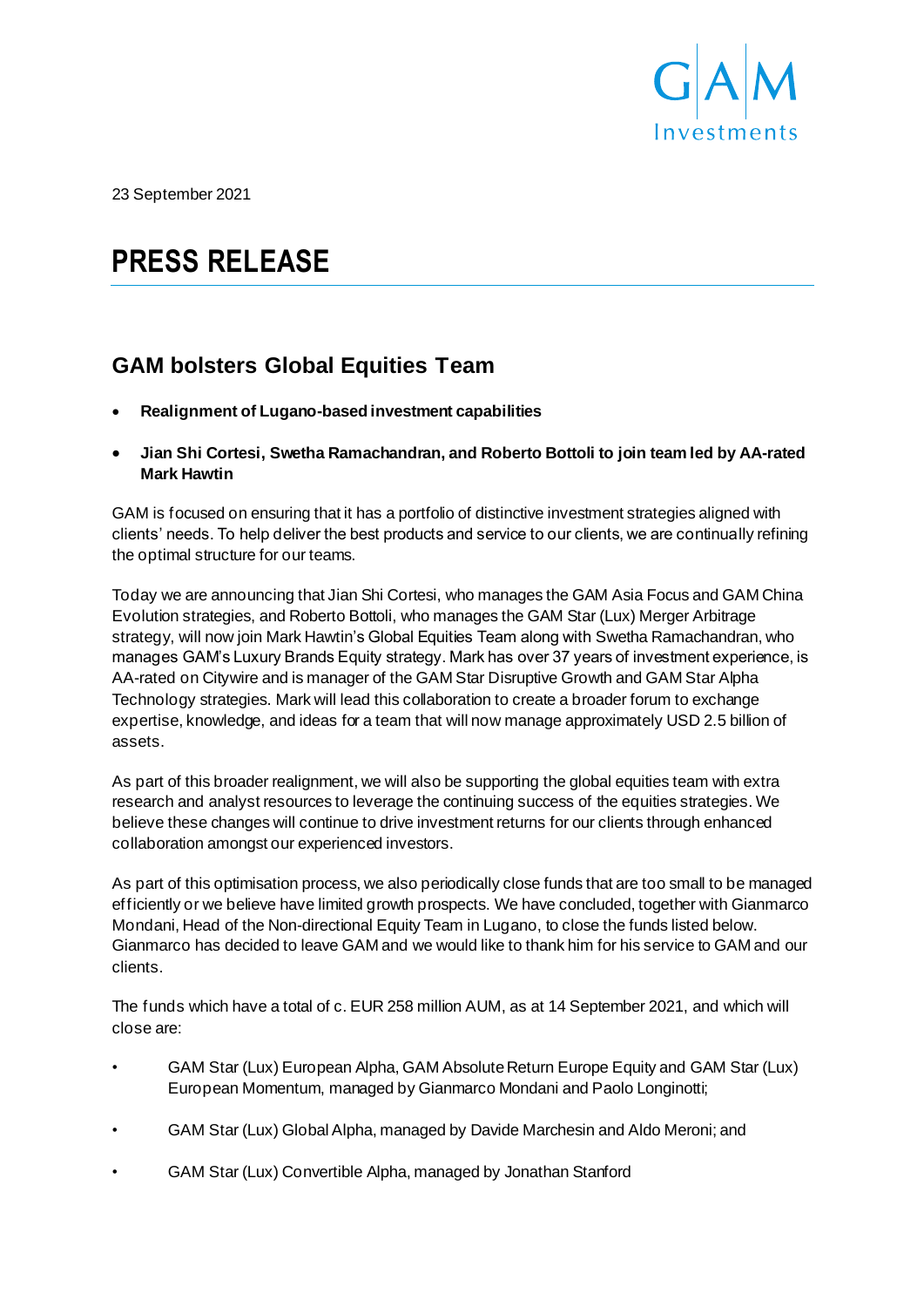23 September 2021

# PRESS RELEASE

## GAM bolsters Global Equities Team

- **Realignment of Lugano-based investment capabilities**
- **Jian Shi Cortesi, Swetha Ramachandran, and Roberto Bottoli to join team led by AA-rated Mark Hawtin**

GAM is focused on ensuring that it has a portfolio of distinctive investment strategies aligned with clients' needs. To help deliver the best products and service to our clients, we are continually refining the optimal structure for our teams.

Today we are announcing that Jian Shi Cortesi, who manages the GAM Asia Focus and GAM China Evolution strategies, and Roberto Bottoli, who manages the GAM Star (Lux) Merger Arbitrage strategy, will now join Mark Hawtin's Global Equities Team along with Swetha Ramachandran, who manages GAM's Luxury Brands Equity strategy. Mark has over 37 years of investment experience, is AA-rated on Citywire and is manager of the GAM Star Disruptive Growth and GAM Star Alpha Technology strategies. Mark will lead this collaboration to create a broader forum to exchange expertise, knowledge, and ideas for a team that will now manage approximately USD 2.5 billion of assets.

As part of this broader realignment, we will also be supporting the global equities team with extra research and analyst resources to leverage the continuing success of the equities strategies. We believe these changes will continue to drive investment returns for our clients through enhanced collaboration amongst our experienced investors.

As part of this optimisation process, we also periodically close funds that are too small to be managed efficiently or we believe have limited growth prospects. We have concluded, together with Gianmarco Mondani, Head of the Non-directional Equity Team in Lugano, to close the funds listed below. Gianmarco has decided to leave GAM and we would like to thank him for his service to GAM and our clients.

The funds which have a total of c. EUR 258 million AUM, as at 14 September 2021, and which will close are:

- GAM Star (Lux) European Alpha, GAM Absolute Return Europe Equity and GAM Star (Lux) European Momentum, managed by Gianmarco Mondani and Paolo Longinotti;
- GAM Star (Lux) Global Alpha, managed by Davide Marchesin and Aldo Meroni; and
- GAM Star (Lux) Convertible Alpha, managed by Jonathan Stanford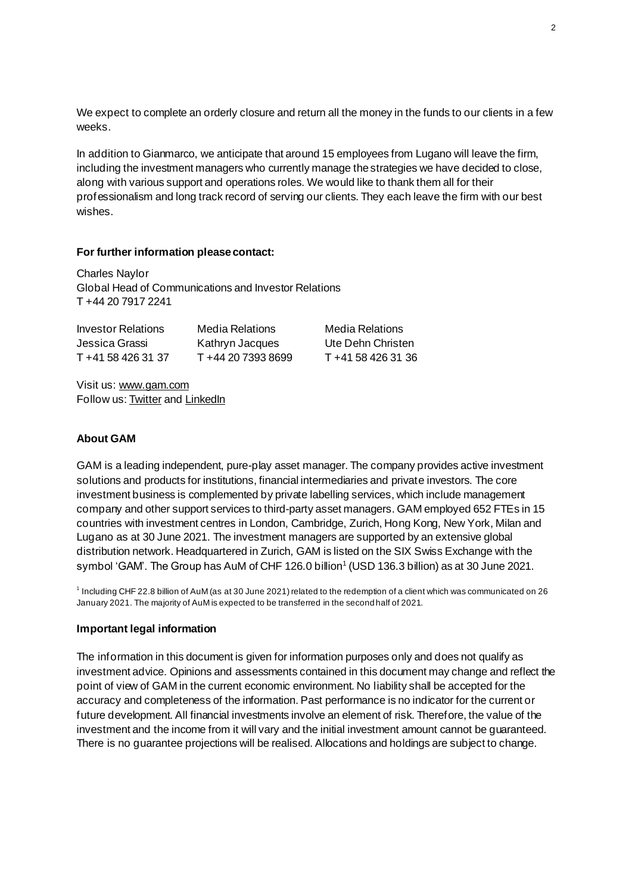We expect to complete an orderly closure and return all the money in the funds to our clients in a few weeks.

In addition to Gianmarco, we anticipate that around 15 employees from Lugano will leave the firm, including the investment managers who currently manage the strategies we have decided to close, along with various support and operations roles. We would like to thank them all for their professionalism and long track record of serving our clients. They each leave the firm with our best wishes.

**For further information please contact:**

Charles Naylor
Global Head of Communications and Investor Relations
T +44 20 7917 2241

| | | |
|---|---|---|
| Investor Relations | Media Relations | Media Relations |
| Jessica Grassi | Kathryn Jacques | Ute Dehn Christen |
| T +41 58 426 31 37 | T +44 20 7393 8699 | T +41 58 426 31 36 |

Visit us: www.gam.com
Follow us: Twitter and LinkedIn

**About GAM**

GAM is a leading independent, pure-play asset manager. The company provides active investment solutions and products for institutions, financial intermediaries and private investors. The core investment business is complemented by private labelling services, which include management company and other support services to third-party asset managers. GAM employed 652 FTEs in 15 countries with investment centres in London, Cambridge, Zurich, Hong Kong, New York, Milan and Lugano as at 30 June 2021. The investment managers are supported by an extensive global distribution network. Headquartered in Zurich, GAM is listed on the SIX Swiss Exchange with the symbol 'GAM'. The Group has AuM of CHF 126.0 billion[1] (USD 136.3 billion) as at 30 June 2021.

[1] Including CHF 22.8 billion of AuM (as at 30 June 2021) related to the redemption of a client which was communicated on 26 January 2021. The majority of AuM is expected to be transferred in the second half of 2021.

**Important legal information**

The information in this document is given for information purposes only and does not qualify as investment advice. Opinions and assessments contained in this document may change and reflect the point of view of GAM in the current economic environment. No liability shall be accepted for the accuracy and completeness of the information. Past performance is no indicator for the current or future development. All financial investments involve an element of risk. Therefore, the value of the investment and the income from it will vary and the initial investment amount cannot be guaranteed. There is no guarantee projections will be realised. Allocations and holdings are subject to change.